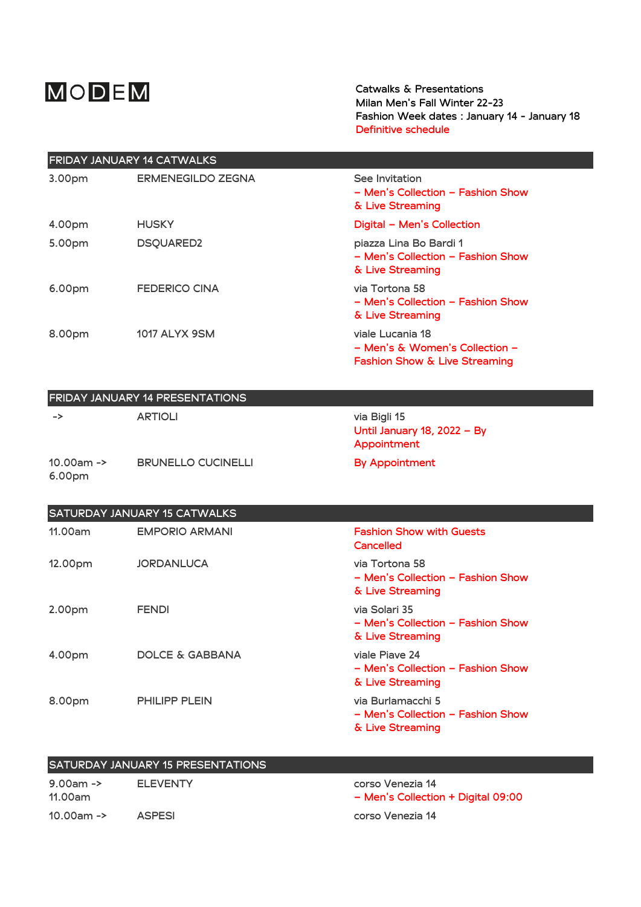# MODEM

Catwalks & Presentations
Milan Men's Fall Winter 22-23
Fashion Week dates : January 14 - January 18
Definitive schedule

## FRIDAY JANUARY 14 CATWALKS

| | | |
|---|---|---|
| 3.00pm | ERMENEGILDO ZEGNA | See Invitation – Men's Collection – Fashion Show & Live Streaming |
| 4.00pm | HUSKY | Digital – Men's Collection |
| 5.00pm | DSQUARED2 | piazza Lina Bo Bardi 1 – Men's Collection – Fashion Show & Live Streaming |
| 6.00pm | FEDERICO CINA | via Tortona 58 – Men's Collection – Fashion Show & Live Streaming |
| 8.00pm | 1017 ALYX 9SM | viale Lucania 18 – Men's & Women's Collection – Fashion Show & Live Streaming |

## FRIDAY JANUARY 14 PRESENTATIONS

| | | |
|---|---|---|
| -> | ARTIOLI | via Bigli 15 Until January 18, 2022 – By Appointment |
| 10.00am -> 6.00pm | BRUNELLO CUCINELLI | By Appointment |

## SATURDAY JANUARY 15 CATWALKS

| | | |
|---|---|---|
| 11.00am | EMPORIO ARMANI | Fashion Show with Guests Cancelled |
| 12.00pm | JORDANLUCA | via Tortona 58 – Men's Collection – Fashion Show & Live Streaming |
| 2.00pm | FENDI | via Solari 35 – Men's Collection – Fashion Show & Live Streaming |
| 4.00pm | DOLCE & GABBANA | viale Piave 24 – Men's Collection – Fashion Show & Live Streaming |
| 8.00pm | PHILIPP PLEIN | via Burlamacchi 5 – Men's Collection – Fashion Show & Live Streaming |

## SATURDAY JANUARY 15 PRESENTATIONS

| | | |
|---|---|---|
| 9.00am -> 11.00am | ELEVENTY | corso Venezia 14 – Men's Collection + Digital 09:00 |
| 10.00am -> | ASPESI | corso Venezia 14 |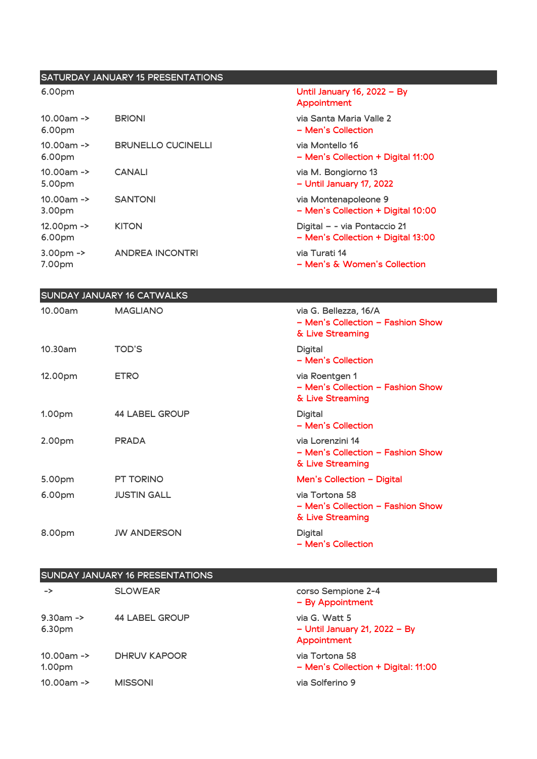## SATURDAY JANUARY 15 PRESENTATIONS

| | | |
|---|---|---|
| 6.00pm | | Until January 16, 2022 – By Appointment |
| 10.00am -> 6.00pm | BRIONI | via Santa Maria Valle 2 – Men's Collection |
| 10.00am -> 6.00pm | BRUNELLO CUCINELLI | via Montello 16 – Men's Collection + Digital 11:00 |
| 10.00am -> 5.00pm | CANALI | via M. Bongiorno 13 – Until January 17, 2022 |
| 10.00am -> 3.00pm | SANTONI | via Montenapoleone 9 – Men's Collection + Digital 10:00 |
| 12.00pm -> 6.00pm | KITON | Digital – - via Pontaccio 21 – Men's Collection + Digital 13:00 |
| 3.00pm -> 7.00pm | ANDREA INCONTRI | via Turati 14 – Men's & Women's Collection |

## SUNDAY JANUARY 16 CATWALKS

| | | |
|---|---|---|
| 10.00am | MAGLIANO | via G. Bellezza, 16/A – Men's Collection – Fashion Show & Live Streaming |
| 10.30am | TOD'S | Digital – Men's Collection |
| 12.00pm | ETRO | via Roentgen 1 – Men's Collection – Fashion Show & Live Streaming |
| 1.00pm | 44 LABEL GROUP | Digital – Men's Collection |
| 2.00pm | PRADA | via Lorenzini 14 – Men's Collection – Fashion Show & Live Streaming |
| 5.00pm | PT TORINO | Men's Collection – Digital |
| 6.00pm | JUSTIN GALL | via Tortona 58 – Men's Collection – Fashion Show & Live Streaming |
| 8.00pm | JW ANDERSON | Digital – Men's Collection |

## SUNDAY JANUARY 16 PRESENTATIONS

| | | |
|---|---|---|
| -> | SLOWEAR | corso Sempione 2-4 – By Appointment |
| 9.30am -> 6.30pm | 44 LABEL GROUP | via G. Watt 5 – Until January 21, 2022 – By Appointment |
| 10.00am -> 1.00pm | DHRUV KAPOOR | via Tortona 58 – Men's Collection + Digital: 11:00 |
| 10.00am -> | MISSONI | via Solferino 9 |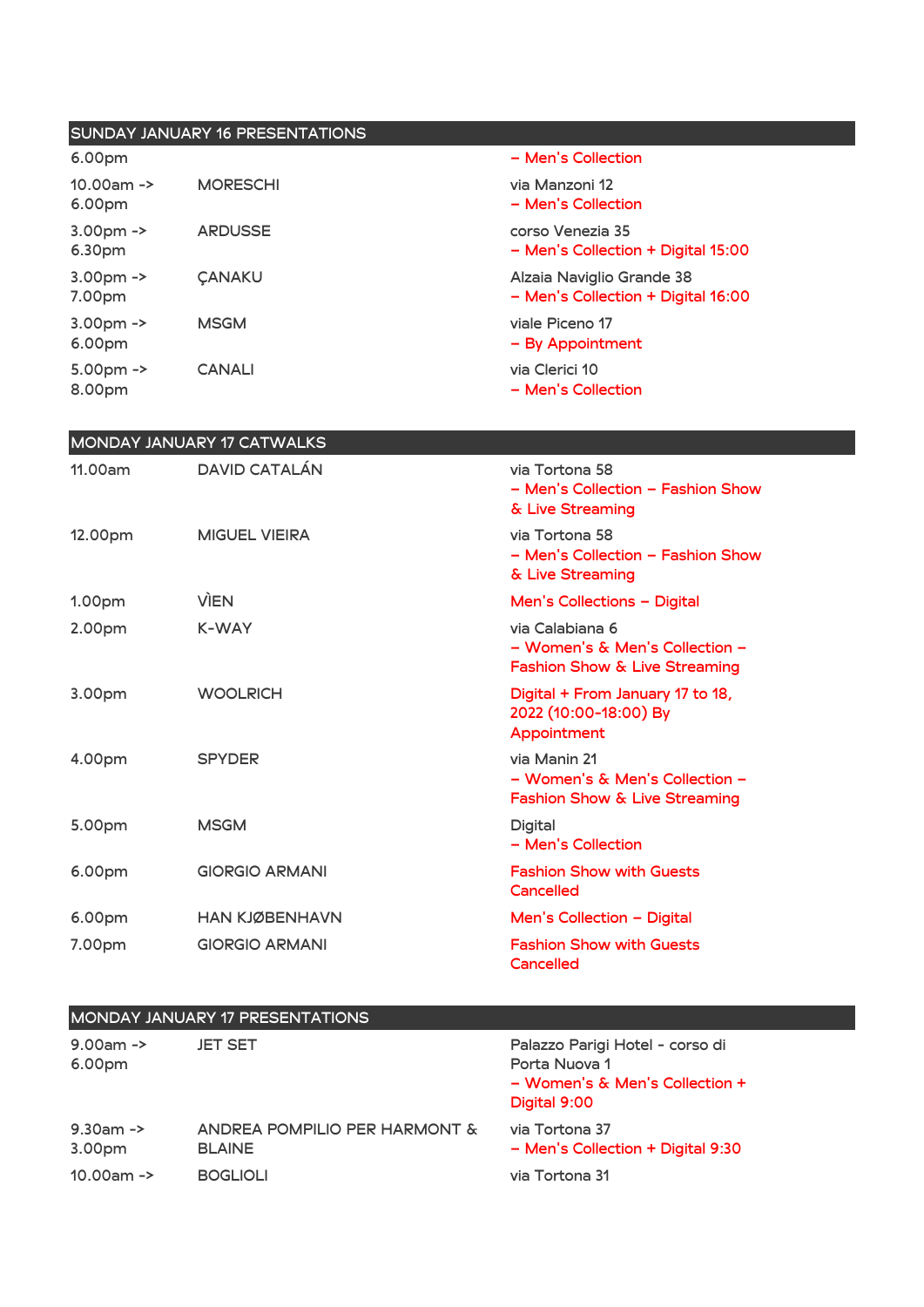## SUNDAY JANUARY 16 PRESENTATIONS

| | | |
|---|---|---|
| 6.00pm | | – Men's Collection |
| 10.00am -> 6.00pm | MORESCHI | via Manzoni 12 – Men's Collection |
| 3.00pm -> 6.30pm | ARDUSSE | corso Venezia 35 – Men's Collection + Digital 15:00 |
| 3.00pm -> 7.00pm | ÇANAKU | Alzaia Naviglio Grande 38 – Men's Collection + Digital 16:00 |
| 3.00pm -> 6.00pm | MSGM | viale Piceno 17 – By Appointment |
| 5.00pm -> 8.00pm | CANALI | via Clerici 10 – Men's Collection |

## MONDAY JANUARY 17 CATWALKS

| | | |
|---|---|---|
| 11.00am | DAVID CATALÁN | via Tortona 58 – Men's Collection – Fashion Show & Live Streaming |
| 12.00pm | MIGUEL VIEIRA | via Tortona 58 – Men's Collection – Fashion Show & Live Streaming |
| 1.00pm | VÌEN | Men's Collections – Digital |
| 2.00pm | K-WAY | via Calabiana 6 – Women's & Men's Collection – Fashion Show & Live Streaming |
| 3.00pm | WOOLRICH | Digital + From January 17 to 18, 2022 (10:00-18:00) By Appointment |
| 4.00pm | SPYDER | via Manin 21 – Women's & Men's Collection – Fashion Show & Live Streaming |
| 5.00pm | MSGM | Digital – Men's Collection |
| 6.00pm | GIORGIO ARMANI | Fashion Show with Guests Cancelled |
| 6.00pm | HAN KJØBENHAVN | Men's Collection – Digital |
| 7.00pm | GIORGIO ARMANI | Fashion Show with Guests Cancelled |

## MONDAY JANUARY 17 PRESENTATIONS

| | | |
|---|---|---|
| 9.00am -> 6.00pm | JET SET | Palazzo Parigi Hotel - corso di Porta Nuova 1 – Women's & Men's Collection + Digital 9:00 |
| 9.30am -> 3.00pm | ANDREA POMPILIO PER HARMONT & BLAINE | via Tortona 37 – Men's Collection + Digital 9:30 |
| 10.00am -> | BOGLIOLI | via Tortona 31 |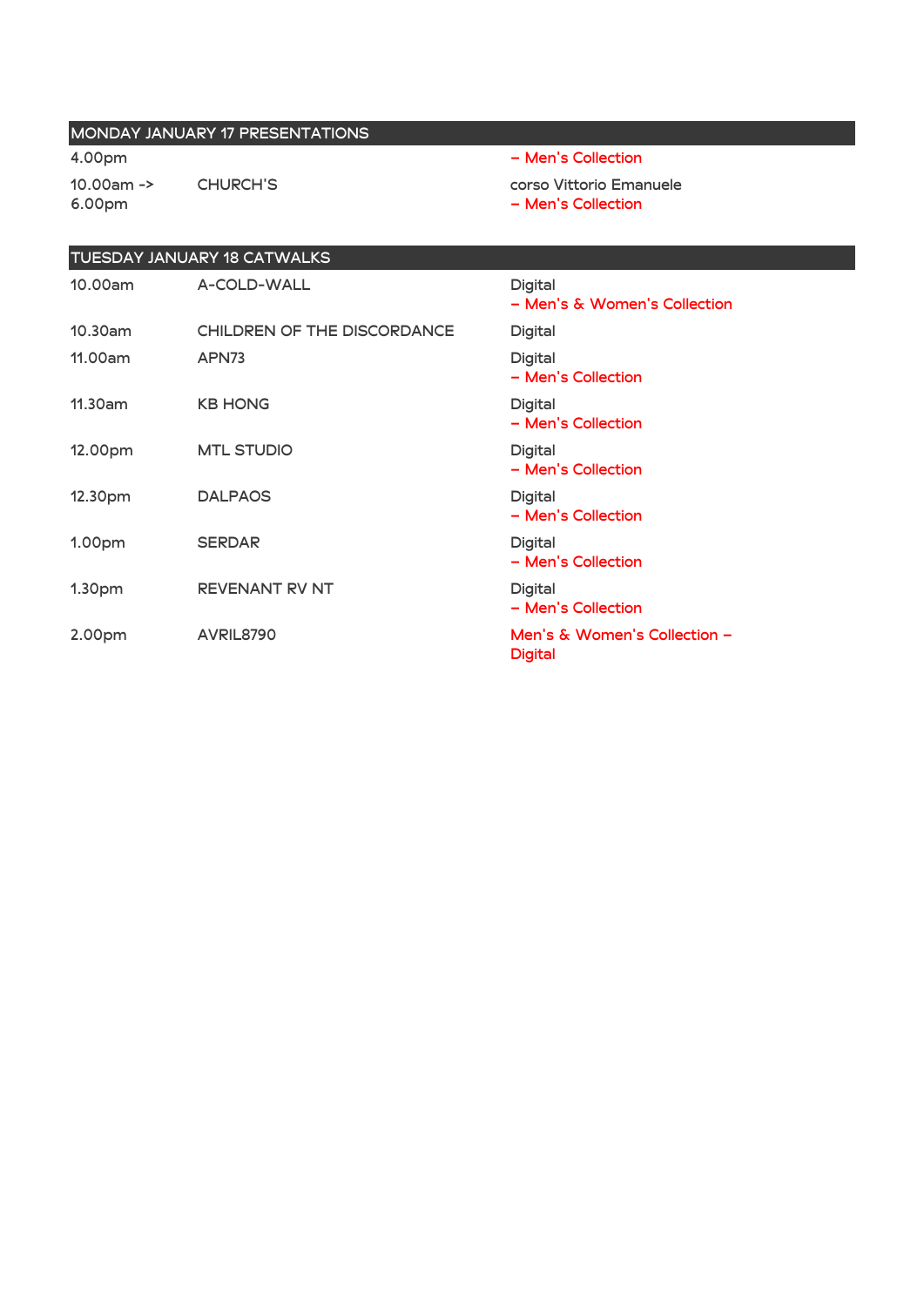| MONDAY JANUARY 17 PRESENTATIONS | | |
|---|---|---|
| 4.00pm | | – Men's Collection |
| 10.00am -> 6.00pm | CHURCH'S | corso Vittorio Emanuele – Men's Collection |

| TUESDAY JANUARY 18 CATWALKS | | |
|---|---|---|
| 10.00am | A-COLD-WALL | Digital – Men's & Women's Collection |
| 10.30am | CHILDREN OF THE DISCORDANCE | Digital |
| 11.00am | APN73 | Digital – Men's Collection |
| 11.30am | KB HONG | Digital – Men's Collection |
| 12.00pm | MTL STUDIO | Digital – Men's Collection |
| 12.30pm | DALPAOS | Digital – Men's Collection |
| 1.00pm | SERDAR | Digital – Men's Collection |
| 1.30pm | REVENANT RV NT | Digital – Men's Collection |
| 2.00pm | AVRIL8790 | Men's & Women's Collection – Digital |